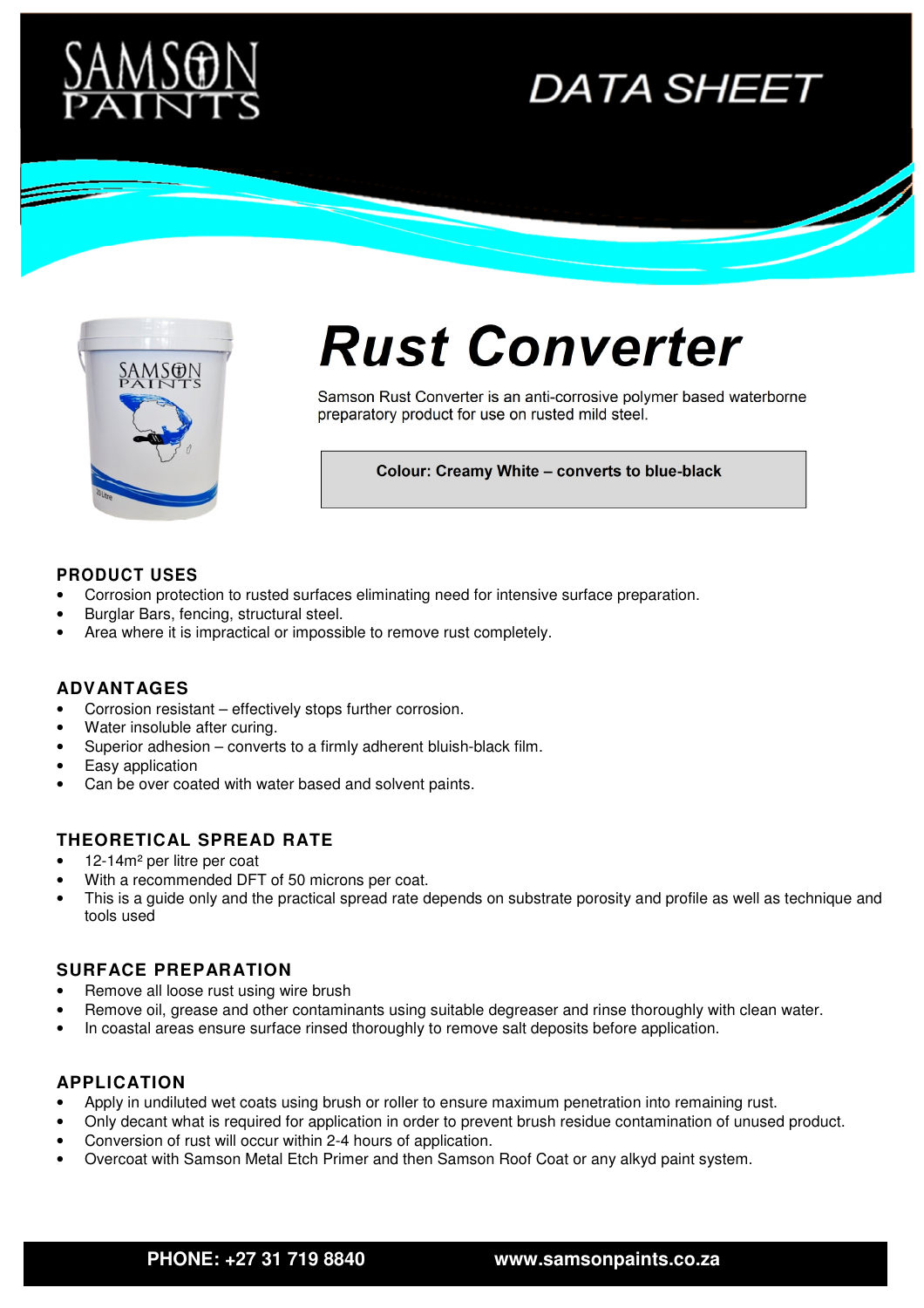# DATA SHEET

# Rust Converter

Samson Rust Converter is an anti-corrosive polymer based waterborne preparatory product for use on rusted mild steel.

**Colour: Creamy White – converts to blue-black**

## PRODUCT USES

- Corrosion protection to rusted surfaces eliminating need for intensive surface preparation.
- Burglar Bars, fencing, structural steel.
- Area where it is impractical or impossible to remove rust completely.

## ADVANTAGES

- Corrosion resistant – effectively stops further corrosion.
- Water insoluble after curing.
- Superior adhesion – converts to a firmly adherent bluish-black film.
- Easy application
- Can be over coated with water based and solvent paints.

## THEORETICAL SPREAD RATE

- 12-14m² per litre per coat
- With a recommended DFT of 50 microns per coat.
- This is a guide only and the practical spread rate depends on substrate porosity and profile as well as technique and tools used

## SURFACE PREPARATION

- Remove all loose rust using wire brush
- Remove oil, grease and other contaminants using suitable degreaser and rinse thoroughly with clean water.
- In coastal areas ensure surface rinsed thoroughly to remove salt deposits before application.

## APPLICATION

- Apply in undiluted wet coats using brush or roller to ensure maximum penetration into remaining rust.
- Only decant what is required for application in order to prevent brush residue contamination of unused product.
- Conversion of rust will occur within 2-4 hours of application.
- Overcoat with Samson Metal Etch Primer and then Samson Roof Coat or any alkyd paint system.

**PHONE: +27 31 719 8840** **www.samsonpaints.co.za**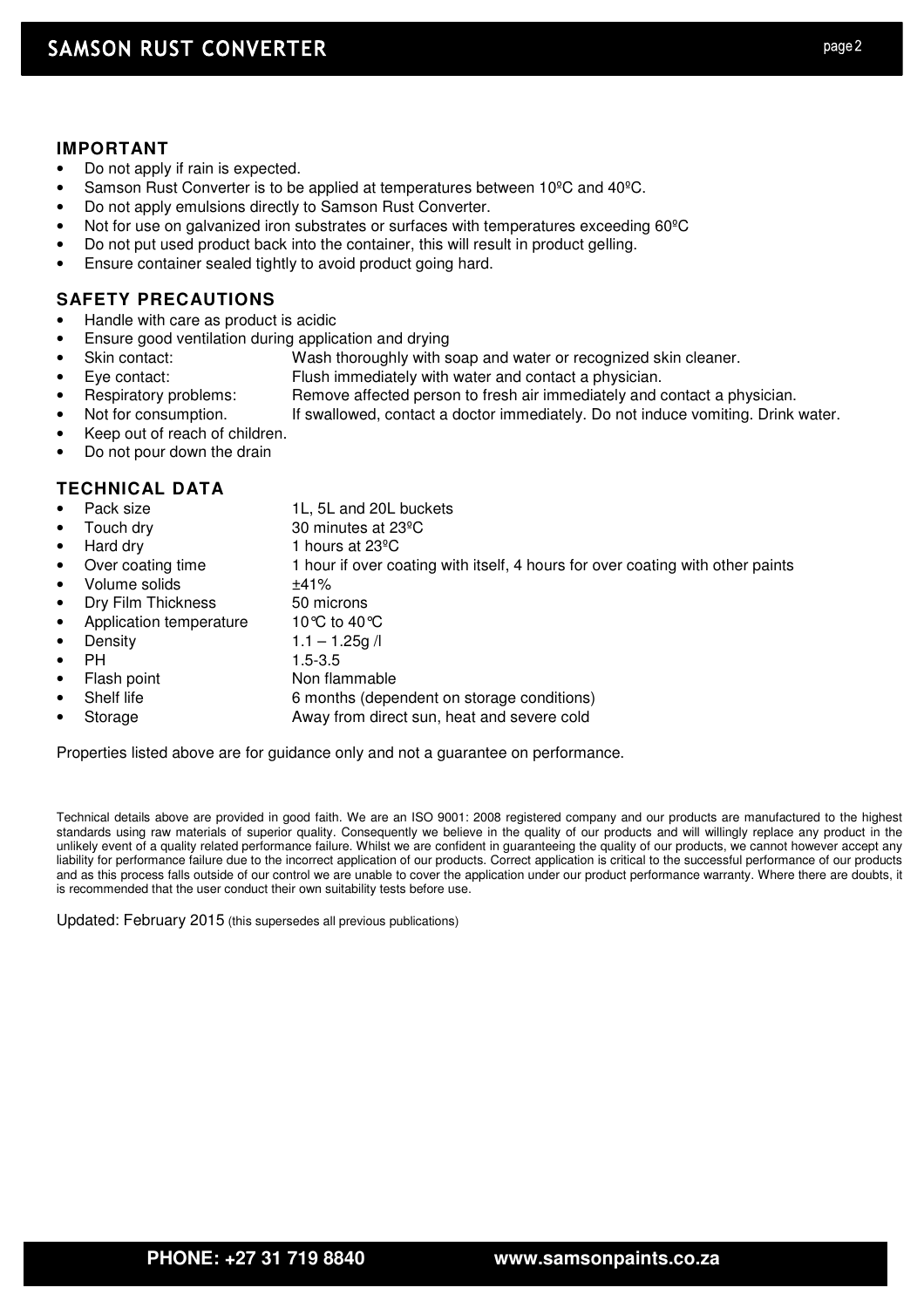## IMPORTANT

- Do not apply if rain is expected.
- Samson Rust Converter is to be applied at temperatures between 10ºC and 40ºC.
- Do not apply emulsions directly to Samson Rust Converter.
- Not for use on galvanized iron substrates or surfaces with temperatures exceeding 60ºC
- Do not put used product back into the container, this will result in product gelling.
- Ensure container sealed tightly to avoid product going hard.

## SAFETY PRECAUTIONS

- Handle with care as product is acidic
- Ensure good ventilation during application and drying
- Skin contact: Wash thoroughly with soap and water or recognized skin cleaner.
- Eye contact: Flush immediately with water and contact a physician.
- Respiratory problems: Remove affected person to fresh air immediately and contact a physician.
- Not for consumption. If swallowed, contact a doctor immediately. Do not induce vomiting. Drink water.
- Keep out of reach of children.
- Do not pour down the drain

## TECHNICAL DATA

- Pack size: 1L, 5L and 20L buckets
- Touch dry: 30 minutes at 23ºC
- Hard dry: 1 hours at 23ºC
- Over coating time: 1 hour if over coating with itself, 4 hours for over coating with other paints
- Volume solids: ±41%
- Dry Film Thickness: 50 microns
- Application temperature: 10°C to 40°C
- Density: 1.1 – 1.25g /l
- PH: 1.5-3.5
- Flash point: Non flammable
- Shelf life: 6 months (dependent on storage conditions)
- Storage: Away from direct sun, heat and severe cold

Properties listed above are for guidance only and not a guarantee on performance.

Technical details above are provided in good faith. We are an ISO 9001: 2008 registered company and our products are manufactured to the highest standards using raw materials of superior quality. Consequently we believe in the quality of our products and will willingly replace any product in the unlikely event of a quality related performance failure. Whilst we are confident in guaranteeing the quality of our products, we cannot however accept any liability for performance failure due to the incorrect application of our products. Correct application is critical to the successful performance of our products and as this process falls outside of our control we are unable to cover the application under our product performance warranty. Where there are doubts, it is recommended that the user conduct their own suitability tests before use.

Updated: February 2015 (this supersedes all previous publications)

**PHONE: +27 31 719 8840** **www.samsonpaints.co.za**